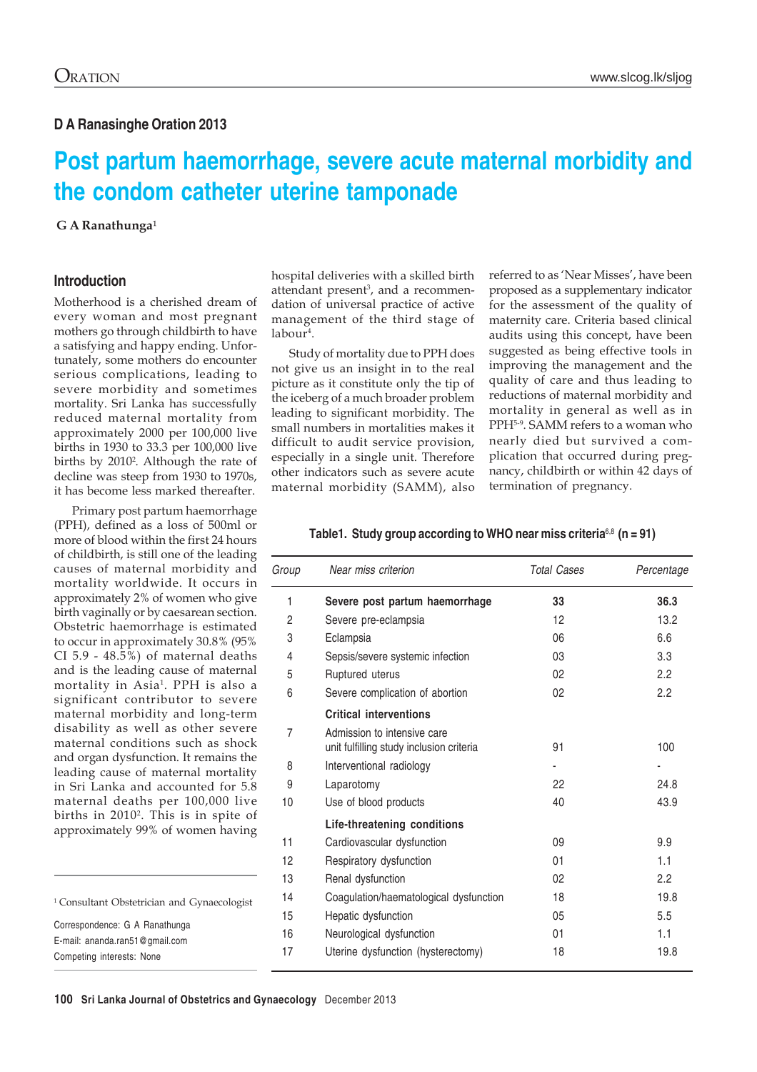D A Ranasinghe Oration 2013

# Post partum haemorrhage, severe acute maternal morbidity and the condom catheter uterine tamponade

**G A Ranathunga**[1]

## Introduction

Motherhood is a cherished dream of every woman and most pregnant mothers go through childbirth to have a satisfying and happy ending. Unfortunately, some mothers do encounter serious complications, leading to severe morbidity and sometimes mortality. Sri Lanka has successfully reduced maternal mortality from approximately 2000 per 100,000 live births in 1930 to 33.3 per 100,000 live births by 2010[2]. Although the rate of decline was steep from 1930 to 1970s, it has become less marked thereafter.

Primary post partum haemorrhage (PPH), defined as a loss of 500ml or more of blood within the first 24 hours of childbirth, is still one of the leading causes of maternal morbidity and mortality worldwide. It occurs in approximately 2% of women who give birth vaginally or by caesarean section. Obstetric haemorrhage is estimated to occur in approximately 30.8% (95% CI 5.9 - 48.5%) of maternal deaths and is the leading cause of maternal mortality in Asia[1]. PPH is also a significant contributor to severe maternal morbidity and long-term disability as well as other severe maternal conditions such as shock and organ dysfunction. It remains the leading cause of maternal mortality in Sri Lanka and accounted for 5.8 maternal deaths per 100,000 live births in 2010[2]. This is in spite of approximately 99% of women having hospital deliveries with a skilled birth attendant present[3], and a recommendation of universal practice of active management of the third stage of labour[4].

Study of mortality due to PPH does not give us an insight in to the real picture as it constitute only the tip of the iceberg of a much broader problem leading to significant morbidity. The small numbers in mortalities makes it difficult to audit service provision, especially in a single unit. Therefore other indicators such as severe acute maternal morbidity (SAMM), also referred to as 'Near Misses', have been proposed as a supplementary indicator for the assessment of the quality of maternity care. Criteria based clinical audits using this concept, have been suggested as being effective tools in improving the management and the quality of care and thus leading to reductions of maternal morbidity and mortality in general as well as in PPH[5-9]. SAMM refers to a woman who nearly died but survived a complication that occurred during pregnancy, childbirth or within 42 days of termination of pregnancy.

**Table1. Study group according to WHO near miss criteria[6,8] (n = 91)**

| *Group* | *Near miss criterion* | *Total Cases* | *Percentage* |
|---|---|---|---|
| 1 | **Severe post partum haemorrhage** | **33** | **36.3** |
| 2 | Severe pre-eclampsia | 12 | 13.2 |
| 3 | Eclampsia | 06 | 6.6 |
| 4 | Sepsis/severe systemic infection | 03 | 3.3 |
| 5 | Ruptured uterus | 02 | 2.2 |
| 6 | Severe complication of abortion | 02 | 2.2 |
| | **Critical interventions** | | |
| 7 | Admission to intensive care unit fulfilling study inclusion criteria | 91 | 100 |
| 8 | Interventional radiology | - | - |
| 9 | Laparotomy | 22 | 24.8 |
| 10 | Use of blood products | 40 | 43.9 |
| | **Life-threatening conditions** | | |
| 11 | Cardiovascular dysfunction | 09 | 9.9 |
| 12 | Respiratory dysfunction | 01 | 1.1 |
| 13 | Renal dysfunction | 02 | 2.2 |
| 14 | Coagulation/haematological dysfunction | 18 | 19.8 |
| 15 | Hepatic dysfunction | 05 | 5.5 |
| 16 | Neurological dysfunction | 01 | 1.1 |
| 17 | Uterine dysfunction (hysterectomy) | 18 | 19.8 |

[1] Consultant Obstetrician and Gynaecologist

Correspondence: G A Ranathunga
E-mail: ananda.ran51@gmail.com
Competing interests: None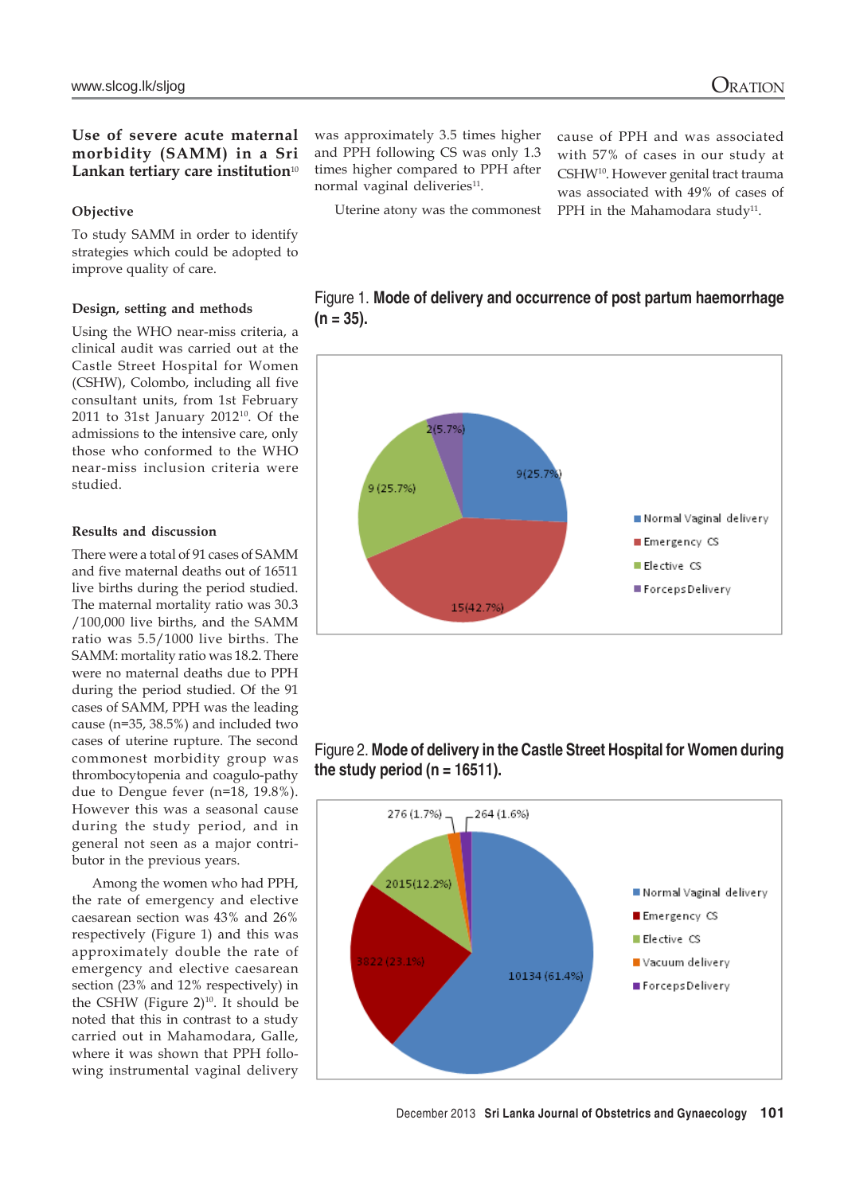**Use of severe acute maternal morbidity (SAMM) in a Sri Lankan tertiary care institution**[10]

### Objective

To study SAMM in order to identify strategies which could be adopted to improve quality of care.

### Design, setting and methods

Using the WHO near-miss criteria, a clinical audit was carried out at the Castle Street Hospital for Women (CSHW), Colombo, including all five consultant units, from 1st February 2011 to 31st January 2012[10]. Of the admissions to the intensive care, only those who conformed to the WHO near-miss inclusion criteria were studied.

### Results and discussion

There were a total of 91 cases of SAMM and five maternal deaths out of 16511 live births during the period studied. The maternal mortality ratio was 30.3 /100,000 live births, and the SAMM ratio was 5.5/1000 live births. The SAMM: mortality ratio was 18.2. There were no maternal deaths due to PPH during the period studied. Of the 91 cases of SAMM, PPH was the leading cause (n=35, 38.5%) and included two cases of uterine rupture. The second commonest morbidity group was thrombocytopenia and coagulo-pathy due to Dengue fever (n=18, 19.8%). However this was a seasonal cause during the study period, and in general not seen as a major contri-butor in the previous years.

Among the women who had PPH, the rate of emergency and elective caesarean section was 43% and 26% respectively (Figure 1) and this was approximately double the rate of emergency and elective caesarean section (23% and 12% respectively) in the CSHW (Figure 2)[10]. It should be noted that this in contrast to a study carried out in Mahamodara, Galle, where it was shown that PPH follo-wing instrumental vaginal delivery was approximately 3.5 times higher and PPH following CS was only 1.3 times higher compared to PPH after normal vaginal deliveries[11].

Uterine atony was the commonest cause of PPH and was associated with 57% of cases in our study at CSHW[10]. However genital tract trauma was associated with 49% of cases of PPH in the Mahamodara study[11].

Figure 1. **Mode of delivery and occurrence of post partum haemorrhage (n = 35).**

| Mode of delivery | Cases |
|---|---|
| Normal Vaginal delivery | 9 (25.7%) |
| Emergency CS | 15 (42.7%) |
| Elective CS | 9 (25.7%) |
| Forceps Delivery | 2 (5.7%) |

Figure 2. **Mode of delivery in the Castle Street Hospital for Women during the study period (n = 16511).**

| Mode of delivery | Cases |
|---|---|
| Normal Vaginal delivery | 10134 (61.4%) |
| Emergency CS | 3822 (23.1%) |
| Elective CS | 2015 (12.2%) |
| Vacuum delivery | 276 (1.7%) |
| Forceps Delivery | 264 (1.6%) |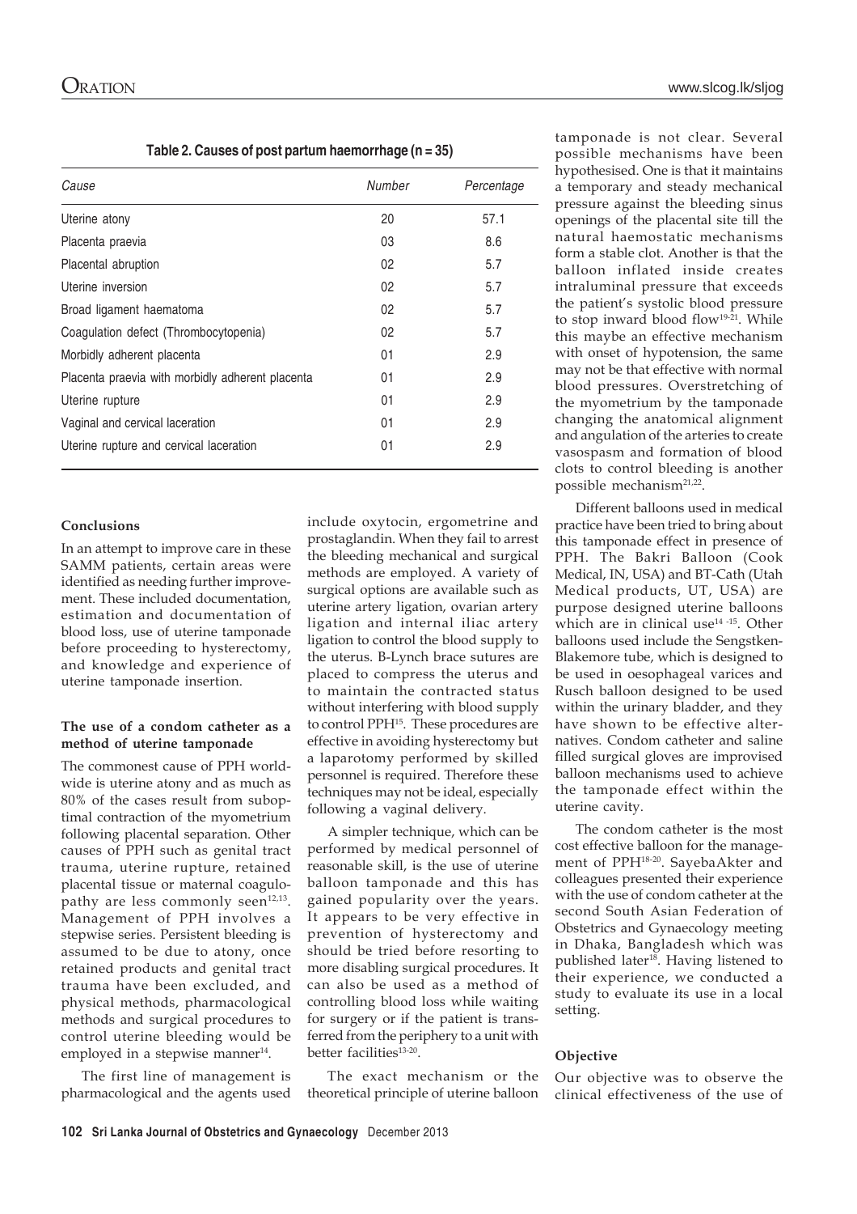**Table 2. Causes of post partum haemorrhage (n = 35)**

| Cause | Number | Percentage |
|---|---|---|
| Uterine atony | 20 | 57.1 |
| Placenta praevia | 03 | 8.6 |
| Placental abruption | 02 | 5.7 |
| Uterine inversion | 02 | 5.7 |
| Broad ligament haematoma | 02 | 5.7 |
| Coagulation defect (Thrombocytopenia) | 02 | 5.7 |
| Morbidly adherent placenta | 01 | 2.9 |
| Placenta praevia with morbidly adherent placenta | 01 | 2.9 |
| Uterine rupture | 01 | 2.9 |
| Vaginal and cervical laceration | 01 | 2.9 |
| Uterine rupture and cervical laceration | 01 | 2.9 |

#### Conclusions

In an attempt to improve care in these SAMM patients, certain areas were identified as needing further improvement. These included documentation, estimation and documentation of blood loss, use of uterine tamponade before proceeding to hysterectomy, and knowledge and experience of uterine tamponade insertion.

#### The use of a condom catheter as a method of uterine tamponade

The commonest cause of PPH worldwide is uterine atony and as much as 80% of the cases result from suboptimal contraction of the myometrium following placental separation. Other causes of PPH such as genital tract trauma, uterine rupture, retained placental tissue or maternal coagulopathy are less commonly seen[12,13]. Management of PPH involves a stepwise series. Persistent bleeding is assumed to be due to atony, once retained products and genital tract trauma have been excluded, and physical methods, pharmacological methods and surgical procedures to control uterine bleeding would be employed in a stepwise manner[14].

The first line of management is pharmacological and the agents used include oxytocin, ergometrine and prostaglandin. When they fail to arrest the bleeding mechanical and surgical methods are employed. A variety of surgical options are available such as uterine artery ligation, ovarian artery ligation and internal iliac artery ligation to control the blood supply to the uterus. B-Lynch brace sutures are placed to compress the uterus and to maintain the contracted status without interfering with blood supply to control PPH[15]. These procedures are effective in avoiding hysterectomy but a laparotomy performed by skilled personnel is required. Therefore these techniques may not be ideal, especially following a vaginal delivery.

A simpler technique, which can be performed by medical personnel of reasonable skill, is the use of uterine balloon tamponade and this has gained popularity over the years. It appears to be very effective in prevention of hysterectomy and should be tried before resorting to more disabling surgical procedures. It can also be used as a method of controlling blood loss while waiting for surgery or if the patient is transferred from the periphery to a unit with better facilities[13-20].

The exact mechanism or the theoretical principle of uterine balloon tamponade is not clear. Several possible mechanisms have been hypothesised. One is that it maintains a temporary and steady mechanical pressure against the bleeding sinus openings of the placental site till the natural haemostatic mechanisms form a stable clot. Another is that the balloon inflated inside creates intraluminal pressure that exceeds the patient's systolic blood pressure to stop inward blood flow[19-21]. While this maybe an effective mechanism with onset of hypotension, the same may not be that effective with normal blood pressures. Overstretching of the myometrium by the tamponade changing the anatomical alignment and angulation of the arteries to create vasospasm and formation of blood clots to control bleeding is another possible mechanism[21,22].

Different balloons used in medical practice have been tried to bring about this tamponade effect in presence of PPH. The Bakri Balloon (Cook Medical, IN, USA) and BT-Cath (Utah Medical products, UT, USA) are purpose designed uterine balloons which are in clinical use[14-15]. Other balloons used include the Sengstken-Blakemore tube, which is designed to be used in oesophageal varices and Rusch balloon designed to be used within the urinary bladder, and they have shown to be effective alternatives. Condom catheter and saline filled surgical gloves are improvised balloon mechanisms used to achieve the tamponade effect within the uterine cavity.

The condom catheter is the most cost effective balloon for the management of PPH[18-20]. SayebaAkter and colleagues presented their experience with the use of condom catheter at the second South Asian Federation of Obstetrics and Gynaecology meeting in Dhaka, Bangladesh which was published later[18]. Having listened to their experience, we conducted a study to evaluate its use in a local setting.

#### Objective

Our objective was to observe the clinical effectiveness of the use of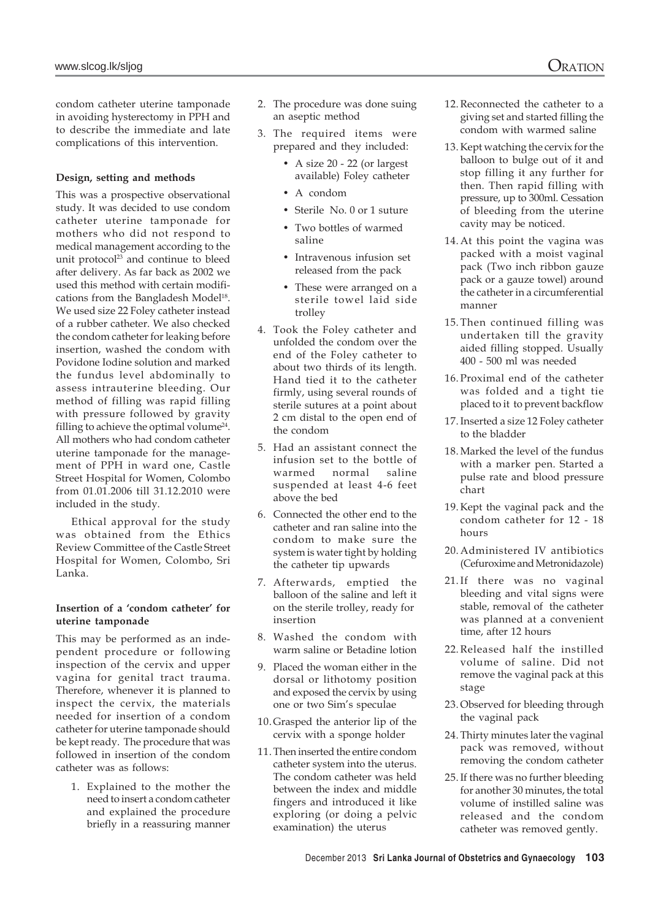condom catheter uterine tamponade in avoiding hysterectomy in PPH and to describe the immediate and late complications of this intervention.

**Design, setting and methods**

This was a prospective observational study. It was decided to use condom catheter uterine tamponade for mothers who did not respond to medical management according to the unit protocol[23] and continue to bleed after delivery. As far back as 2002 we used this method with certain modifications from the Bangladesh Model[18]. We used size 22 Foley catheter instead of a rubber catheter. We also checked the condom catheter for leaking before insertion, washed the condom with Povidone Iodine solution and marked the fundus level abdominally to assess intrauterine bleeding. Our method of filling was rapid filling with pressure followed by gravity filling to achieve the optimal volume[24]. All mothers who had condom catheter uterine tamponade for the management of PPH in ward one, Castle Street Hospital for Women, Colombo from 01.01.2006 till 31.12.2010 were included in the study.

Ethical approval for the study was obtained from the Ethics Review Committee of the Castle Street Hospital for Women, Colombo, Sri Lanka.

**Insertion of a 'condom catheter' for uterine tamponade**

This may be performed as an independent procedure or following inspection of the cervix and upper vagina for genital tract trauma. Therefore, whenever it is planned to inspect the cervix, the materials needed for insertion of a condom catheter for uterine tamponade should be kept ready. The procedure that was followed in insertion of the condom catheter was as follows:

1. Explained to the mother the need to insert a condom catheter and explained the procedure briefly in a reassuring manner
2. The procedure was done suing an aseptic method
3. The required items were prepared and they included:
   - A size 20 - 22 (or largest available) Foley catheter
   - A condom
   - Sterile No. 0 or 1 suture
   - Two bottles of warmed saline
   - Intravenous infusion set released from the pack
   - These were arranged on a sterile towel laid side trolley
4. Took the Foley catheter and unfolded the condom over the end of the Foley catheter to about two thirds of its length. Hand tied it to the catheter firmly, using several rounds of sterile sutures at a point about 2 cm distal to the open end of the condom
5. Had an assistant connect the infusion set to the bottle of warmed normal saline suspended at least 4-6 feet above the bed
6. Connected the other end to the catheter and ran saline into the condom to make sure the system is water tight by holding the catheter tip upwards
7. Afterwards, emptied the balloon of the saline and left it on the sterile trolley, ready for insertion
8. Washed the condom with warm saline or Betadine lotion
9. Placed the woman either in the dorsal or lithotomy position and exposed the cervix by using one or two Sim's speculae
10. Grasped the anterior lip of the cervix with a sponge holder
11. Then inserted the entire condom catheter system into the uterus. The condom catheter was held between the index and middle fingers and introduced it like exploring (or doing a pelvic examination) the uterus
12. Reconnected the catheter to a giving set and started filling the condom with warmed saline
13. Kept watching the cervix for the balloon to bulge out of it and stop filling it any further for then. Then rapid filling with pressure, up to 300ml. Cessation of bleeding from the uterine cavity may be noticed.
14. At this point the vagina was packed with a moist vaginal pack (Two inch ribbon gauze pack or a gauze towel) around the catheter in a circumferential manner
15. Then continued filling was undertaken till the gravity aided filling stopped. Usually 400 - 500 ml was needed
16. Proximal end of the catheter was folded and a tight tie placed to it to prevent backflow
17. Inserted a size 12 Foley catheter to the bladder
18. Marked the level of the fundus with a marker pen. Started a pulse rate and blood pressure chart
19. Kept the vaginal pack and the condom catheter for 12 - 18 hours
20. Administered IV antibiotics (Cefuroxime and Metronidazole)
21. If there was no vaginal bleeding and vital signs were stable, removal of the catheter was planned at a convenient time, after 12 hours
22. Released half the instilled volume of saline. Did not remove the vaginal pack at this stage
23. Observed for bleeding through the vaginal pack
24. Thirty minutes later the vaginal pack was removed, without removing the condom catheter
25. If there was no further bleeding for another 30 minutes, the total volume of instilled saline was released and the condom catheter was removed gently.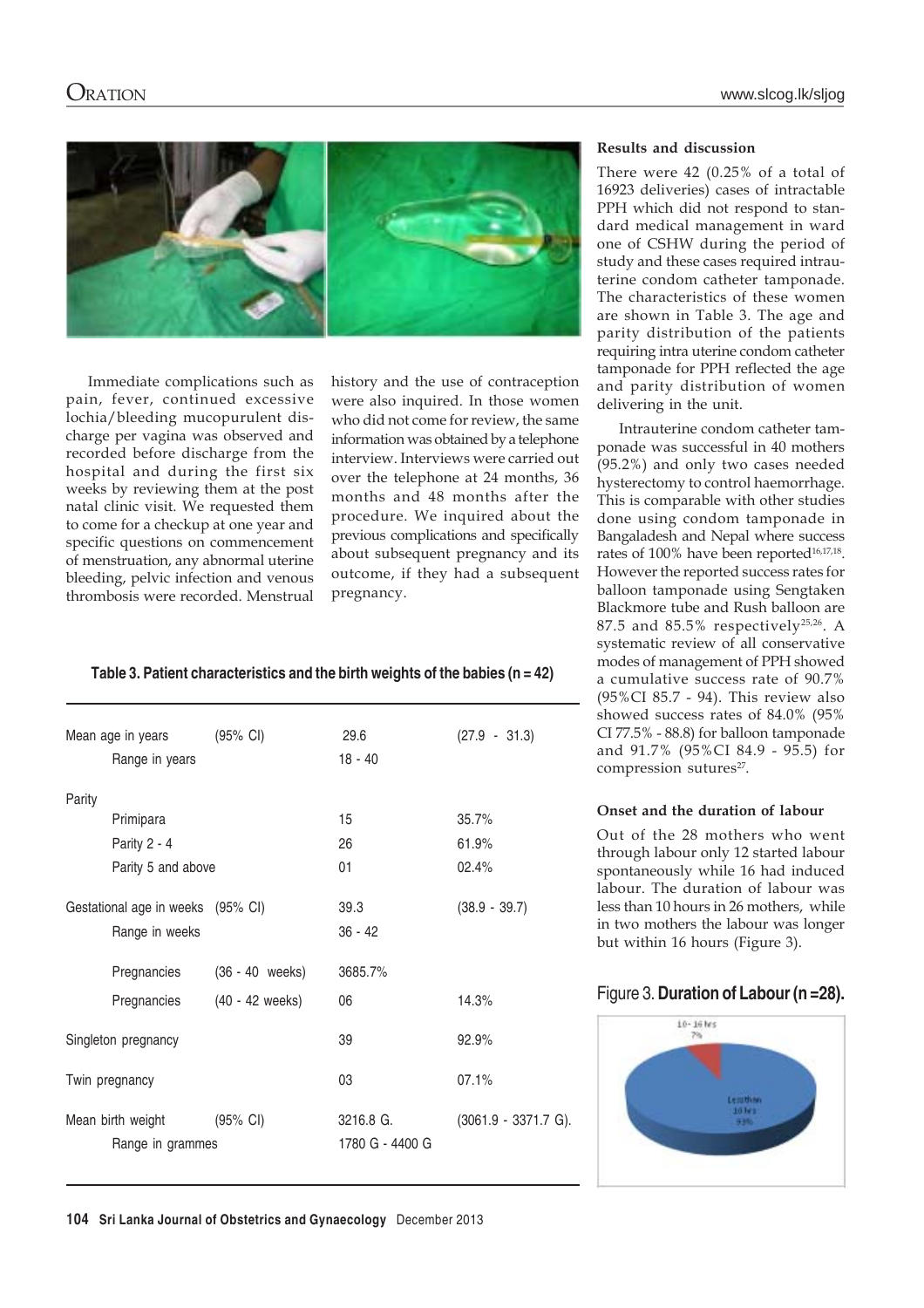Immediate complications such as pain, fever, continued excessive lochia/bleeding mucopurulent discharge per vagina was observed and recorded before discharge from the hospital and during the first six weeks by reviewing them at the post natal clinic visit. We requested them to come for a checkup at one year and specific questions on commencement of menstruation, any abnormal uterine bleeding, pelvic infection and venous thrombosis were recorded. Menstrual history and the use of contraception were also inquired. In those women who did not come for review, the same information was obtained by a telephone interview. Interviews were carried out over the telephone at 24 months, 36 months and 48 months after the procedure. We inquired about the previous complications and specifically about subsequent pregnancy and its outcome, if they had a subsequent pregnancy.

**Table 3. Patient characteristics and the birth weights of the babies (n = 42)**

| | | | |
|---|---|---|---|
| Mean age in years | (95% CI) | 29.6 | (27.9 - 31.3) |
| Range in years | | 18 - 40 | |
| Parity | | | |
| Primipara | | 15 | 35.7% |
| Parity 2 - 4 | | 26 | 61.9% |
| Parity 5 and above | | 01 | 02.4% |
| Gestational age in weeks | (95% CI) | 39.3 | (38.9 - 39.7) |
| Range in weeks | | 36 - 42 | |
| Pregnancies | (36 - 40 weeks) | 3685.7% | |
| Pregnancies | (40 - 42 weeks) | 06 | 14.3% |
| Singleton pregnancy | | 39 | 92.9% |
| Twin pregnancy | | 03 | 07.1% |
| Mean birth weight | (95% CI) | 3216.8 G. | (3061.9 - 3371.7 G). |
| Range in grammes | | 1780 G - 4400 G | |

**Results and discussion**

There were 42 (0.25% of a total of 16923 deliveries) cases of intractable PPH which did not respond to standard medical management in ward one of CSHW during the period of study and these cases required intrauterine condom catheter tamponade. The characteristics of these women are shown in Table 3. The age and parity distribution of the patients requiring intra uterine condom catheter tamponade for PPH reflected the age and parity distribution of women delivering in the unit.

Intrauterine condom catheter tamponade was successful in 40 mothers (95.2%) and only two cases needed hysterectomy to control haemorrhage. This is comparable with other studies done using condom tamponade in Bangaladesh and Nepal where success rates of 100% have been reported[16,17,18]. However the reported success rates for balloon tamponade using Sengtaken Blackmore tube and Rush balloon are 87.5 and 85.5% respectively[25,26]. A systematic review of all conservative modes of management of PPH showed a cumulative success rate of 90.7% (95%CI 85.7 - 94). This review also showed success rates of 84.0% (95% CI 77.5% - 88.8) for balloon tamponade and 91.7% (95%CI 84.9 - 95.5) for compression sutures[27].

**Onset and the duration of labour**

Out of the 28 mothers who went through labour only 12 started labour spontaneously while 16 had induced labour. The duration of labour was less than 10 hours in 26 mothers, while in two mothers the labour was longer but within 16 hours (Figure 3).

Figure 3. **Duration of Labour (n =28).**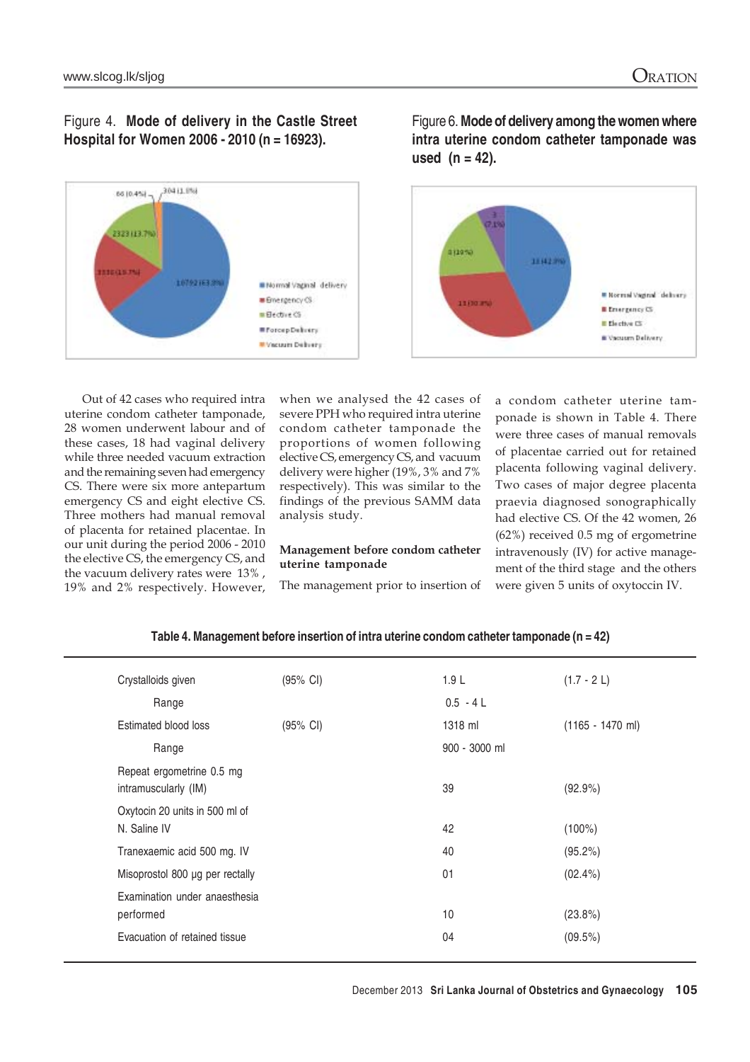Figure 4. **Mode of delivery in the Castle Street Hospital for Women 2006 - 2010 (n = 16923).**

Figure 6. **Mode of delivery among the women where intra uterine condom catheter tamponade was used (n = 42).**

Out of 42 cases who required intra uterine condom catheter tamponade, 28 women underwent labour and of these cases, 18 had vaginal delivery while three needed vacuum extraction and the remaining seven had emergency CS. There were six more antepartum emergency CS and eight elective CS. Three mothers had manual removal of placenta for retained placentae. In our unit during the period 2006 - 2010 the elective CS, the emergency CS, and the vacuum delivery rates were 13% , 19% and 2% respectively. However, when we analysed the 42 cases of severe PPH who required intra uterine condom catheter tamponade the proportions of women following elective CS, emergency CS, and vacuum delivery were higher (19%, 3% and 7% respectively). This was similar to the findings of the previous SAMM data analysis study.

### Management before condom catheter uterine tamponade

The management prior to insertion of a condom catheter uterine tamponade is shown in Table 4. There were three cases of manual removals of placentae carried out for retained placenta following vaginal delivery. Two cases of major degree placenta praevia diagnosed sonographically had elective CS. Of the 42 women, 26 (62%) received 0.5 mg of ergometrine intravenously (IV) for active management of the third stage and the others were given 5 units of oxytoccin IV.

**Table 4. Management before insertion of intra uterine condom catheter tamponade (n = 42)**

| | | | |
|---|---|---|---|
| Crystalloids given | (95% CI) | 1.9 L | (1.7 - 2 L) |
| Range | | 0.5 - 4 L | |
| Estimated blood loss | (95% CI) | 1318 ml | (1165 - 1470 ml) |
| Range | | 900 - 3000 ml | |
| Repeat ergometrine 0.5 mg intramuscularly (IM) | | 39 | (92.9%) |
| Oxytocin 20 units in 500 ml of N. Saline IV | | 42 | (100%) |
| Tranexaemic acid 500 mg. IV | | 40 | (95.2%) |
| Misoprostol 800 µg per rectally | | 01 | (02.4%) |
| Examination under anaesthesia performed | | 10 | (23.8%) |
| Evacuation of retained tissue | | 04 | (09.5%) |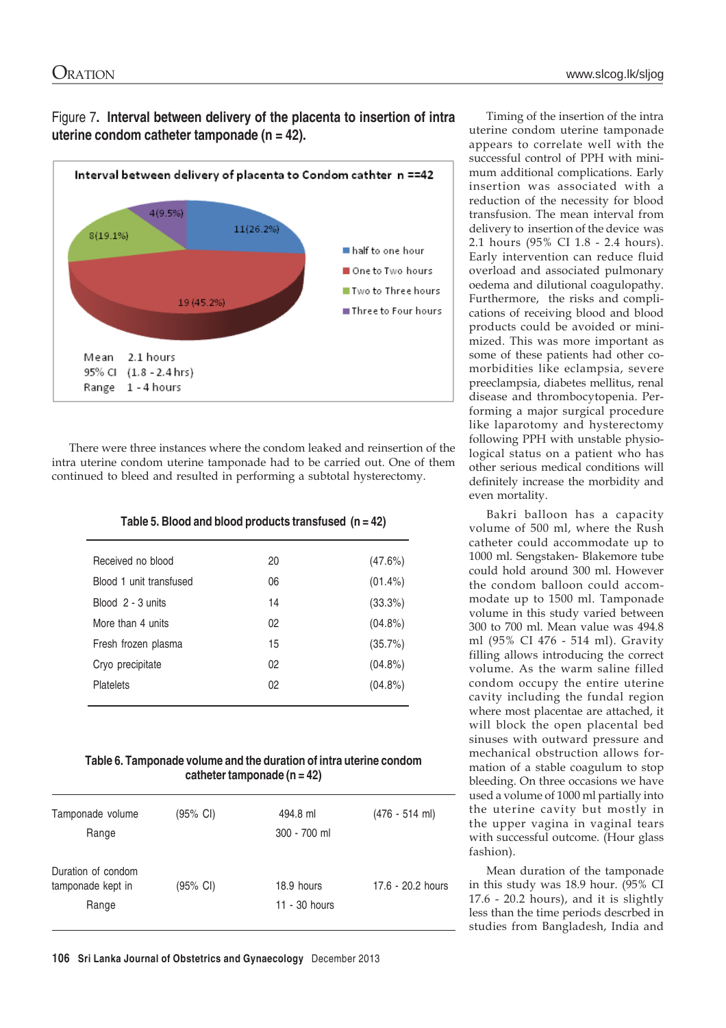Figure 7. **Interval between delivery of the placenta to insertion of intra uterine condom catheter tamponade (n = 42).**

Interval between delivery of placenta to Condom cathter n ==42

- half to one hour: 11(26.2%)
- One to Two hours: 19 (45.2%)
- Two to Three hours: 8(19.1%)
- Three to Four hours: 4(9.5%)

Mean 2.1 hours
95% CI (1.8 - 2.4 hrs)
Range 1 - 4 hours

There were three instances where the condom leaked and reinsertion of the intra uterine condom uterine tamponade had to be carried out. One of them continued to bleed and resulted in performing a subtotal hysterectomy.

**Table 5. Blood and blood products transfused (n = 42)**

| | | |
|---|---|---|
| Received no blood | 20 | (47.6%) |
| Blood 1 unit transfused | 06 | (01.4%) |
| Blood 2 - 3 units | 14 | (33.3%) |
| More than 4 units | 02 | (04.8%) |
| Fresh frozen plasma | 15 | (35.7%) |
| Cryo precipitate | 02 | (04.8%) |
| Platelets | 02 | (04.8%) |

**Table 6. Tamponade volume and the duration of intra uterine condom catheter tamponade (n = 42)**

| | | | |
|---|---|---|---|
| Tamponade volume | (95% CI) | 494.8 ml | (476 - 514 ml) |
| Range | | 300 - 700 ml | |
| Duration of condom tamponade kept in | (95% CI) | 18.9 hours | 17.6 - 20.2 hours |
| Range | | 11 - 30 hours | |

Timing of the insertion of the intra uterine condom uterine tamponade appears to correlate well with the successful control of PPH with minimum additional complications. Early insertion was associated with a reduction of the necessity for blood transfusion. The mean interval from delivery to insertion of the device was 2.1 hours (95% CI 1.8 - 2.4 hours). Early intervention can reduce fluid overload and associated pulmonary oedema and dilutional coagulopathy. Furthermore, the risks and complications of receiving blood and blood products could be avoided or minimized. This was more important as some of these patients had other co-morbidities like eclampsia, severe preeclampsia, diabetes mellitus, renal disease and thrombocytopenia. Performing a major surgical procedure like laparotomy and hysterectomy following PPH with unstable physiological status on a patient who has other serious medical conditions will definitely increase the morbidity and even mortality.

Bakri balloon has a capacity volume of 500 ml, where the Rush catheter could accommodate up to 1000 ml. Sengstaken- Blakemore tube could hold around 300 ml. However the condom balloon could accommodate up to 1500 ml. Tamponade volume in this study varied between 300 to 700 ml. Mean value was 494.8 ml (95% CI 476 - 514 ml). Gravity filling allows introducing the correct volume. As the warm saline filled condom occupy the entire uterine cavity including the fundal region where most placentae are attached, it will block the open placental bed sinuses with outward pressure and mechanical obstruction allows formation of a stable coagulum to stop bleeding. On three occasions we have used a volume of 1000 ml partially into the uterine cavity but mostly in the upper vagina in vaginal tears with successful outcome. (Hour glass fashion).

Mean duration of the tamponade in this study was 18.9 hour. (95% CI 17.6 - 20.2 hours), and it is slightly less than the time periods descrbed in studies from Bangladesh, India and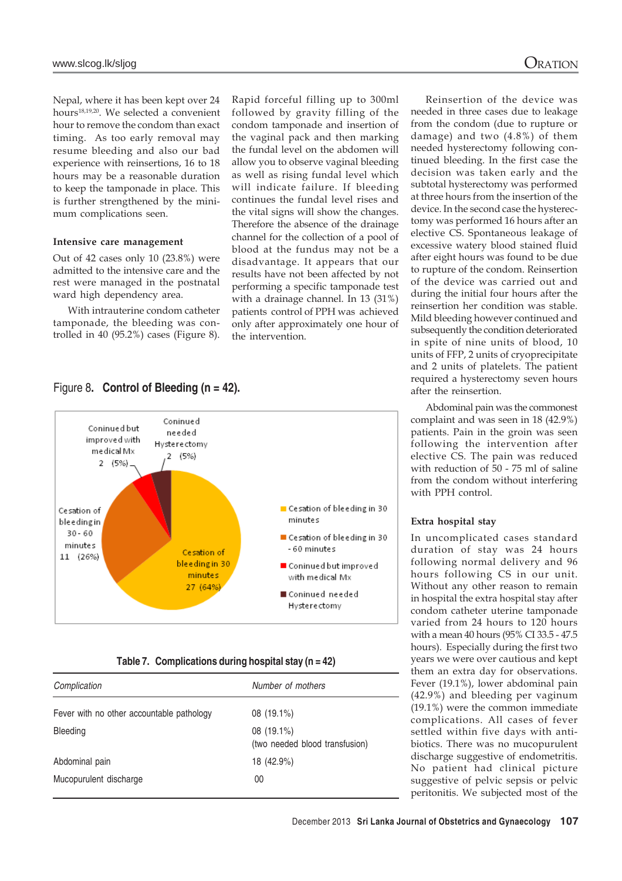Nepal, where it has been kept over 24 hours[18,19,20]. We selected a convenient hour to remove the condom than exact timing. As too early removal may resume bleeding and also our bad experience with reinsertions, 16 to 18 hours may be a reasonable duration to keep the tamponade in place. This is further strengthened by the minimum complications seen.

### Intensive care management

Out of 42 cases only 10 (23.8%) were admitted to the intensive care and the rest were managed in the postnatal ward high dependency area.

With intrauterine condom catheter tamponade, the bleeding was controlled in 40 (95.2%) cases (Figure 8).

Rapid forceful filling up to 300ml followed by gravity filling of the condom tamponade and insertion of the vaginal pack and then marking the fundal level on the abdomen will allow you to observe vaginal bleeding as well as rising fundal level which will indicate failure. If bleeding continues the fundal level rises and the vital signs will show the changes. Therefore the absence of the drainage channel for the collection of a pool of blood at the fundus may not be a disadvantage. It appears that our results have not been affected by not performing a specific tamponade test with a drainage channel. In 13 (31%) patients control of PPH was achieved only after approximately one hour of the intervention.

Figure 8. **Control of Bleeding (n = 42).**

| Outcome | n (%) |
|---|---|
| Cesation of bleeding in 30 minutes | 27 (64%) |
| Cesation of bleeding in 30 - 60 minutes | 11 (26%) |
| Coninued but improved with medical Mx | 2 (5%) |
| Coninued needed Hysterectomy | 2 (5%) |

Reinsertion of the device was needed in three cases due to leakage from the condom (due to rupture or damage) and two (4.8%) of them needed hysterectomy following continued bleeding. In the first case the decision was taken early and the subtotal hysterectomy was performed at three hours from the insertion of the device. In the second case the hysterectomy was performed 16 hours after an elective CS. Spontaneous leakage of excessive watery blood stained fluid after eight hours was found to be due to rupture of the condom. Reinsertion of the device was carried out and during the initial four hours after the reinsertion her condition was stable. Mild bleeding however continued and subsequently the condition deteriorated in spite of nine units of blood, 10 units of FFP, 2 units of cryoprecipitate and 2 units of platelets. The patient required a hysterectomy seven hours after the reinsertion.

Abdominal pain was the commonest complaint and was seen in 18 (42.9%) patients. Pain in the groin was seen following the intervention after elective CS. The pain was reduced with reduction of 50 - 75 ml of saline from the condom without interfering with PPH control.

**Table 7. Complications during hospital stay (n = 42)**

| *Complication* | *Number of mothers* |
|---|---|
| Fever with no other accountable pathology | 08 (19.1%) |
| Bleeding | 08 (19.1%) (two needed blood transfusion) |
| Abdominal pain | 18 (42.9%) |
| Mucopurulent discharge | 00 |

### Extra hospital stay

In uncomplicated cases standard duration of stay was 24 hours following normal delivery and 96 hours following CS in our unit. Without any other reason to remain in hospital the extra hospital stay after condom catheter uterine tamponade varied from 24 hours to 120 hours with a mean 40 hours (95% CI 33.5 - 47.5 hours). Especially during the first two years we were over cautious and kept them an extra day for observations. Fever (19.1%), lower abdominal pain (42.9%) and bleeding per vaginum (19.1%) were the common immediate complications. All cases of fever settled within five days with antibiotics. There was no mucopurulent discharge suggestive of endometritis. No patient had clinical picture suggestive of pelvic sepsis or pelvic peritonitis. We subjected most of the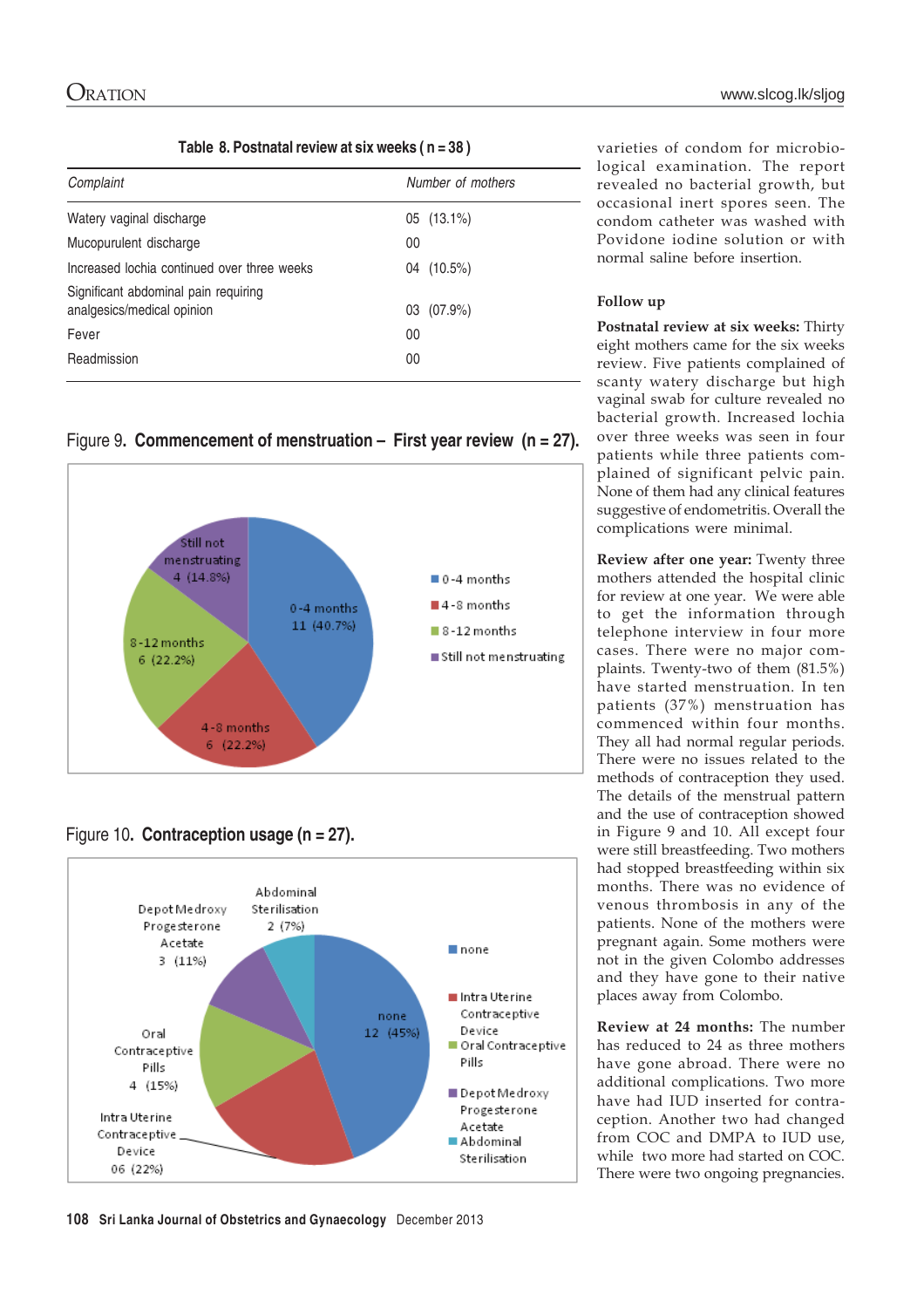Table 8. Postnatal review at six weeks ( n = 38 )

| *Complaint* | *Number of mothers* |
|---|---|
| Watery vaginal discharge | 05 (13.1%) |
| Mucopurulent discharge | 00 |
| Increased lochia continued over three weeks | 04 (10.5%) |
| Significant abdominal pain requiring analgesics/medical opinion | 03 (07.9%) |
| Fever | 00 |
| Readmission | 00 |

Figure 9. **Commencement of menstruation – First year review (n = 27).**

Figure 10. **Contraception usage (n = 27).**

varieties of condom for microbiological examination. The report revealed no bacterial growth, but occasional inert spores seen. The condom catheter was washed with Povidone iodine solution or with normal saline before insertion.

## Follow up

**Postnatal review at six weeks:** Thirty eight mothers came for the six weeks review. Five patients complained of scanty watery discharge but high vaginal swab for culture revealed no bacterial growth. Increased lochia over three weeks was seen in four patients while three patients complained of significant pelvic pain. None of them had any clinical features suggestive of endometritis. Overall the complications were minimal.

**Review after one year:** Twenty three mothers attended the hospital clinic for review at one year. We were able to get the information through telephone interview in four more cases. There were no major complaints. Twenty-two of them (81.5%) have started menstruation. In ten patients (37%) menstruation has commenced within four months. They all had normal regular periods. There were no issues related to the methods of contraception they used. The details of the menstrual pattern and the use of contraception showed in Figure 9 and 10. All except four were still breastfeeding. Two mothers had stopped breastfeeding within six months. There was no evidence of venous thrombosis in any of the patients. None of the mothers were pregnant again. Some mothers were not in the given Colombo addresses and they have gone to their native places away from Colombo.

**Review at 24 months:** The number has reduced to 24 as three mothers have gone abroad. There were no additional complications. Two more have had IUD inserted for contraception. Another two had changed from COC and DMPA to IUD use, while two more had started on COC. There were two ongoing pregnancies.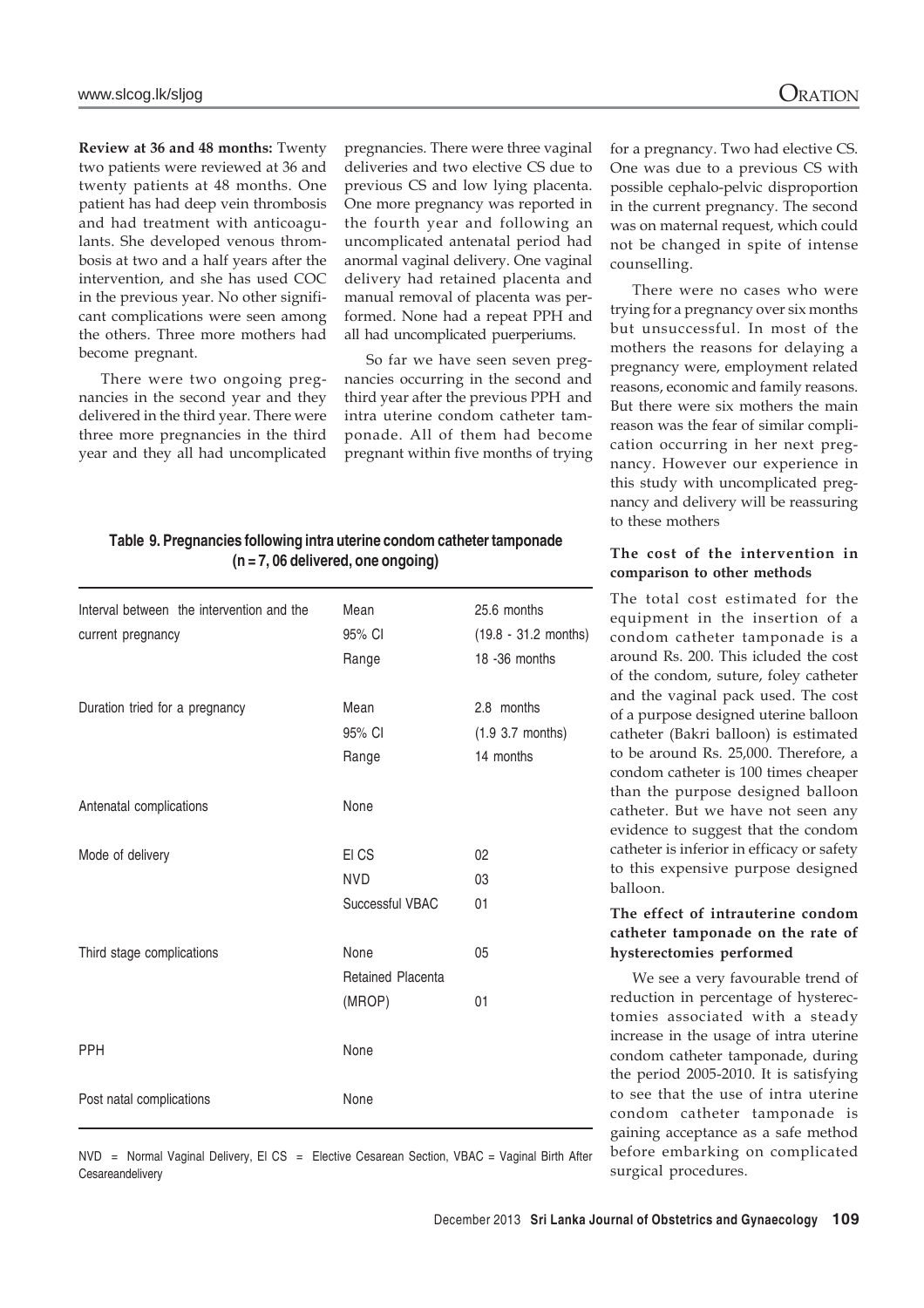**Review at 36 and 48 months:** Twenty two patients were reviewed at 36 and twenty patients at 48 months. One patient has had deep vein thrombosis and had treatment with anticoagulants. She developed venous thrombosis at two and a half years after the intervention, and she has used COC in the previous year. No other significant complications were seen among the others. Three more mothers had become pregnant.

There were two ongoing pregnancies in the second year and they delivered in the third year. There were three more pregnancies in the third year and they all had uncomplicated pregnancies. There were three vaginal deliveries and two elective CS due to previous CS and low lying placenta. One more pregnancy was reported in the fourth year and following an uncomplicated antenatal period had anormal vaginal delivery. One vaginal delivery had retained placenta and manual removal of placenta was performed. None had a repeat PPH and all had uncomplicated puerperiums.

So far we have seen seven pregnancies occurring in the second and third year after the previous PPH and intra uterine condom catheter tamponade. All of them had become pregnant within five months of trying for a pregnancy. Two had elective CS. One was due to a previous CS with possible cephalo-pelvic disproportion in the current pregnancy. The second was on maternal request, which could not be changed in spite of intense counselling.

There were no cases who were trying for a pregnancy over six months but unsuccessful. In most of the mothers the reasons for delaying a pregnancy were, employment related reasons, economic and family reasons. But there were six mothers the main reason was the fear of similar complication occurring in her next pregnancy. However our experience in this study with uncomplicated pregnancy and delivery will be reassuring to these mothers

**Table 9. Pregnancies following intra uterine condom catheter tamponade (n = 7, 06 delivered, one ongoing)**

| | | |
|---|---|---|
| Interval between the intervention and the current pregnancy | Mean | 25.6 months |
| | 95% CI | (19.8 - 31.2 months) |
| | Range | 18 -36 months |
| Duration tried for a pregnancy | Mean | 2.8 months |
| | 95% CI | (1.9 3.7 months) |
| | Range | 14 months |
| Antenatal complications | None | |
| Mode of delivery | El CS | 02 |
| | NVD | 03 |
| | Successful VBAC | 01 |
| Third stage complications | None | 05 |
| | Retained Placenta (MROP) | 01 |
| PPH | None | |
| Post natal complications | None | |

NVD = Normal Vaginal Delivery, El CS = Elective Cesarean Section, VBAC = Vaginal Birth After Cesareandelivery

### The cost of the intervention in comparison to other methods

The total cost estimated for the equipment in the insertion of a condom catheter tamponade is a around Rs. 200. This icluded the cost of the condom, suture, foley catheter and the vaginal pack used. The cost of a purpose designed uterine balloon catheter (Bakri balloon) is estimated to be around Rs. 25,000. Therefore, a condom catheter is 100 times cheaper than the purpose designed balloon catheter. But we have not seen any evidence to suggest that the condom catheter is inferior in efficacy or safety to this expensive purpose designed balloon.

### The effect of intrauterine condom catheter tamponade on the rate of hysterectomies performed

We see a very favourable trend of reduction in percentage of hysterectomies associated with a steady increase in the usage of intra uterine condom catheter tamponade, during the period 2005-2010. It is satisfying to see that the use of intra uterine condom catheter tamponade is gaining acceptance as a safe method before embarking on complicated surgical procedures.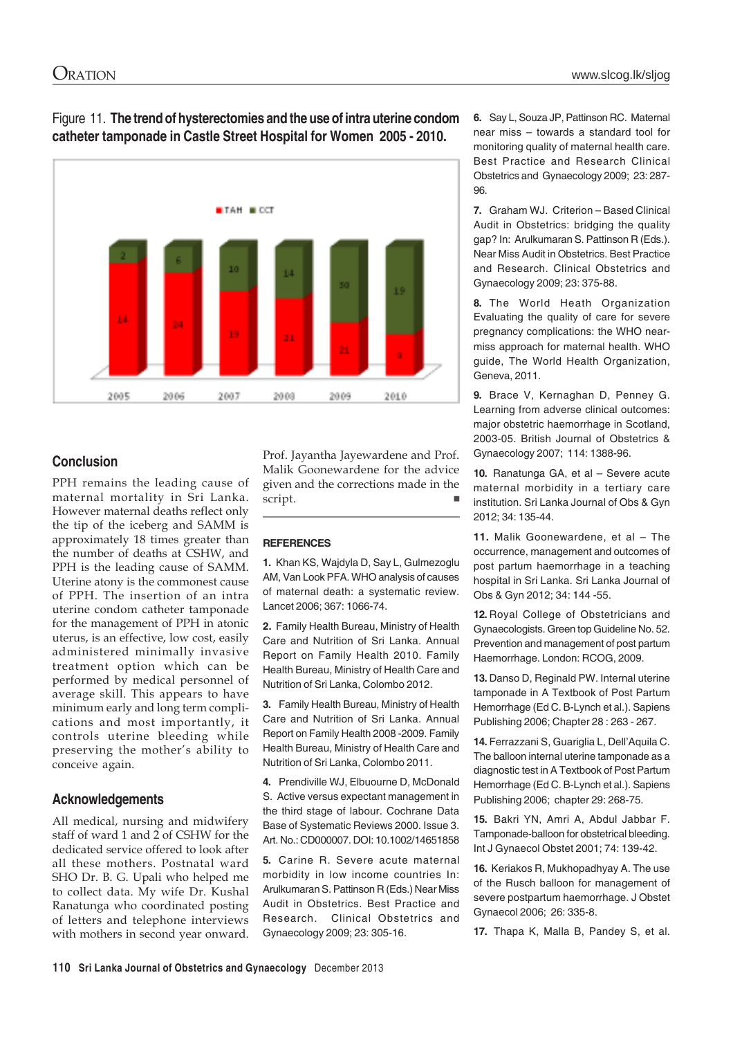Figure 11. **The trend of hysterectomies and the use of intra uterine condom catheter tamponade in Castle Street Hospital for Women 2005 - 2010.**

| Year | TAH | CCT |
|---|---|---|
| 2005 | 14 | 2 |
| 2006 | 24 | 6 |
| 2007 | 19 | 10 |
| 2008 | 21 | 14 |
| 2009 | 21 | 30 |
| 2010 | 9 | 19 |

## Conclusion

PPH remains the leading cause of maternal mortality in Sri Lanka. However maternal deaths reflect only the tip of the iceberg and SAMM is approximately 18 times greater than the number of deaths at CSHW, and PPH is the leading cause of SAMM. Uterine atony is the commonest cause of PPH. The insertion of an intra uterine condom catheter tamponade for the management of PPH in atonic uterus, is an effective, low cost, easily administered minimally invasive treatment option which can be performed by medical personnel of average skill. This appears to have minimum early and long term complications and most importantly, it controls uterine bleeding while preserving the mother's ability to conceive again.

## Acknowledgements

All medical, nursing and midwifery staff of ward 1 and 2 of CSHW for the dedicated service offered to look after all these mothers. Postnatal ward SHO Dr. B. G. Upali who helped me to collect data. My wife Dr. Kushal Ranatunga who coordinated posting of letters and telephone interviews with mothers in second year onward. Prof. Jayantha Jayewardene and Prof. Malik Goonewardene for the advice given and the corrections made in the script. ■

## REFERENCES

**1.** Khan KS, Wajdyla D, Say L, Gulmezoglu AM, Van Look PFA. WHO analysis of causes of maternal death: a systematic review. Lancet 2006; 367: 1066-74.

**2.** Family Health Bureau, Ministry of Health Care and Nutrition of Sri Lanka. Annual Report on Family Health 2010. Family Health Bureau, Ministry of Health Care and Nutrition of Sri Lanka, Colombo 2012.

**3.** Family Health Bureau, Ministry of Health Care and Nutrition of Sri Lanka. Annual Report on Family Health 2008 -2009. Family Health Bureau, Ministry of Health Care and Nutrition of Sri Lanka, Colombo 2011.

**4.** Prendiville WJ, Elbuourne D, McDonald S. Active versus expectant management in the third stage of labour. Cochrane Data Base of Systematic Reviews 2000. Issue 3. Art. No.: CD000007. DOI: 10.1002/14651858

**5.** Carine R. Severe acute maternal morbidity in low income countries In: Arulkumaran S. Pattinson R (Eds.) Near Miss Audit in Obstetrics. Best Practice and Research. Clinical Obstetrics and Gynaecology 2009; 23: 305-16.

**6.** Say L, Souza JP, Pattinson RC. Maternal near miss – towards a standard tool for monitoring quality of maternal health care. Best Practice and Research Clinical Obstetrics and Gynaecology 2009; 23: 287-96.

**7.** Graham WJ. Criterion – Based Clinical Audit in Obstetrics: bridging the quality gap? In: Arulkumaran S. Pattinson R (Eds.). Near Miss Audit in Obstetrics. Best Practice and Research. Clinical Obstetrics and Gynaecology 2009; 23: 375-88.

**8.** The World Heath Organization Evaluating the quality of care for severe pregnancy complications: the WHO near-miss approach for maternal health. WHO guide, The World Health Organization, Geneva, 2011.

**9.** Brace V, Kernaghan D, Penney G. Learning from adverse clinical outcomes: major obstetric haemorrhage in Scotland, 2003-05. British Journal of Obstetrics & Gynaecology 2007; 114: 1388-96.

**10.** Ranatunga GA, et al – Severe acute maternal morbidity in a tertiary care institution. Sri Lanka Journal of Obs & Gyn 2012; 34: 135-44.

**11.** Malik Goonewardene, et al – The occurrence, management and outcomes of post partum haemorrhage in a teaching hospital in Sri Lanka. Sri Lanka Journal of Obs & Gyn 2012; 34: 144 -55.

**12.** Royal College of Obstetricians and Gynaecologists. Green top Guideline No. 52. Prevention and management of post partum Haemorrhage. London: RCOG, 2009.

**13.** Danso D, Reginald PW. Internal uterine tamponade in A Textbook of Post Partum Hemorrhage (Ed C. B-Lynch et al.). Sapiens Publishing 2006; Chapter 28 : 263 - 267.

**14.** Ferrazzani S, Guariglia L, Dell'Aquila C. The balloon internal uterine tamponade as a diagnostic test in A Textbook of Post Partum Hemorrhage (Ed C. B-Lynch et al.). Sapiens Publishing 2006; chapter 29: 268-75.

**15.** Bakri YN, Amri A, Abdul Jabbar F. Tamponade-balloon for obstetrical bleeding. Int J Gynaecol Obstet 2001; 74: 139-42.

**16.** Keriakos R, Mukhopadhyay A. The use of the Rusch balloon for management of severe postpartum haemorrhage. J Obstet Gynaecol 2006; 26: 335-8.

**17.** Thapa K, Malla B, Pandey S, et al.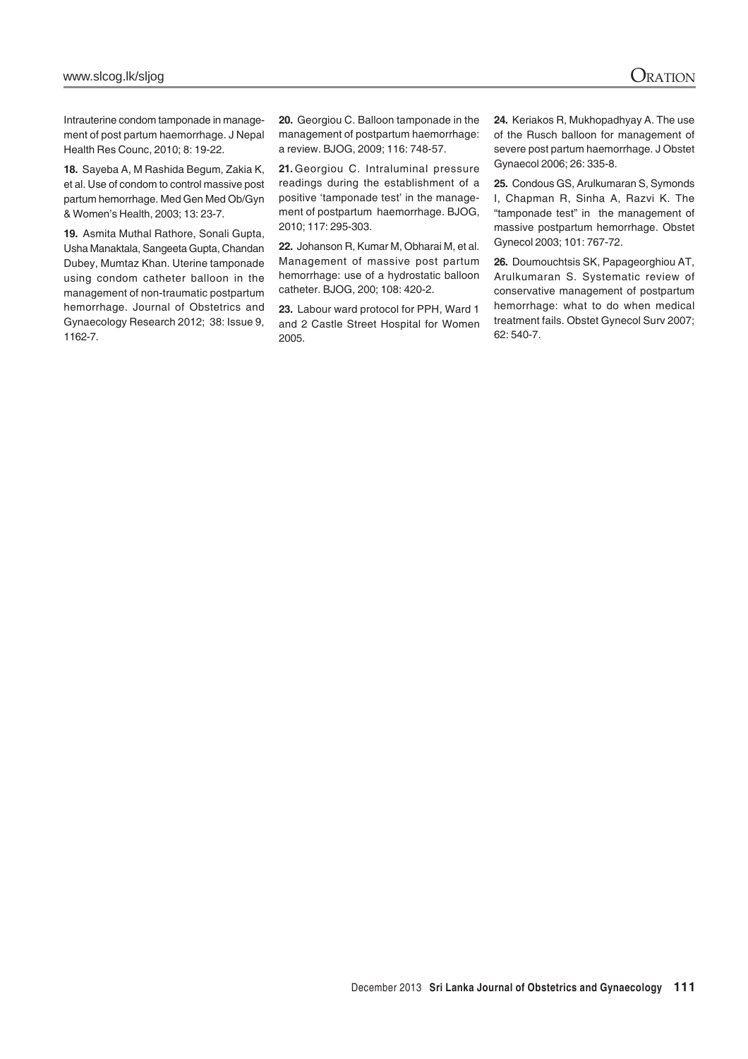Intrauterine condom tamponade in management of post partum haemorrhage. J Nepal Health Res Counc, 2010; 8: 19-22.

**18.** Sayeba A, M Rashida Begum, Zakia K, et al. Use of condom to control massive post partum hemorrhage. Med Gen Med Ob/Gyn & Women's Health, 2003; 13: 23-7.

**19.** Asmita Muthal Rathore, Sonali Gupta, Usha Manaktala, Sangeeta Gupta, Chandan Dubey, Mumtaz Khan. Uterine tamponade using condom catheter balloon in the management of non-traumatic postpartum hemorrhage. Journal of Obstetrics and Gynaecology Research 2012; 38: Issue 9, 1162-7.

**20.** Georgiou C. Balloon tamponade in the management of postpartum haemorrhage: a review. BJOG, 2009; 116: 748-57.

**21.** Georgiou C. Intraluminal pressure readings during the establishment of a positive 'tamponade test' in the management of postpartum haemorrhage. BJOG, 2010; 117: 295-303.

**22.** Johanson R, Kumar M, Obharai M, et al. Management of massive post partum hemorrhage: use of a hydrostatic balloon catheter. BJOG, 200; 108: 420-2.

**23.** Labour ward protocol for PPH, Ward 1 and 2 Castle Street Hospital for Women 2005.

**24.** Keriakos R, Mukhopadhyay A. The use of the Rusch balloon for management of severe post partum haemorrhage. J Obstet Gynaecol 2006; 26: 335-8.

**25.** Condous GS, Arulkumaran S, Symonds I, Chapman R, Sinha A, Razvi K. The "tamponade test" in the management of massive postpartum hemorrhage. Obstet Gynecol 2003; 101: 767-72.

**26.** Doumouchtsis SK, Papageorghiou AT, Arulkumaran S. Systematic review of conservative management of postpartum hemorrhage: what to do when medical treatment fails. Obstet Gynecol Surv 2007; 62: 540-7.